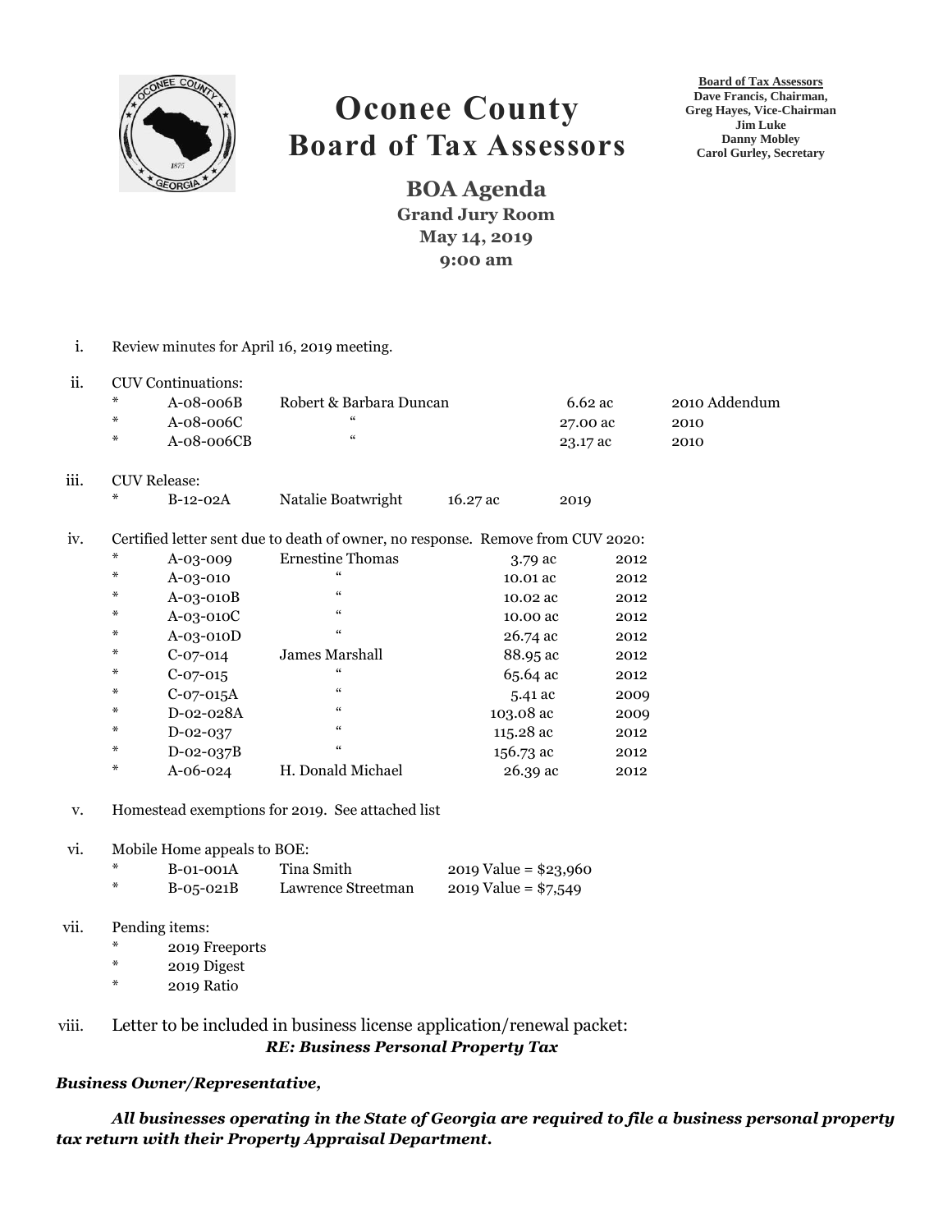# Oconee County
## Board of Tax Assessors

**Board of Tax Assessors**
**Dave Francis, Chairman,**
**Greg Hayes, Vice-Chairman**
**Jim Luke**
**Danny Mobley**
**Carol Gurley, Secretary**

### BOA Agenda
**Grand Jury Room**
**May 14, 2019**
**9:00 am**

i. Review minutes for April 16, 2019 meeting.

ii. CUV Continuations:

| | | | |
|---|---|---|---|
| * A-08-006B | Robert & Barbara Duncan | 6.62 ac | 2010 Addendum |
| * A-08-006C | " | 27.00 ac | 2010 |
| * A-08-006CB | " | 23.17 ac | 2010 |

iii. CUV Release:

| | | | |
|---|---|---|---|
| * B-12-02A | Natalie Boatwright | 16.27 ac | 2019 |

iv. Certified letter sent due to death of owner, no response. Remove from CUV 2020:

| | | | |
|---|---|---|---|
| * A-03-009 | Ernestine Thomas | 3.79 ac | 2012 |
| * A-03-010 | " | 10.01 ac | 2012 |
| * A-03-010B | " | 10.02 ac | 2012 |
| * A-03-010C | " | 10.00 ac | 2012 |
| * A-03-010D | " | 26.74 ac | 2012 |
| * C-07-014 | James Marshall | 88.95 ac | 2012 |
| * C-07-015 | " | 65.64 ac | 2012 |
| * C-07-015A | " | 5.41 ac | 2009 |
| * D-02-028A | " | 103.08 ac | 2009 |
| * D-02-037 | " | 115.28 ac | 2012 |
| * D-02-037B | " | 156.73 ac | 2012 |
| * A-06-024 | H. Donald Michael | 26.39 ac | 2012 |

v. Homestead exemptions for 2019. See attached list

vi. Mobile Home appeals to BOE:

| | | |
|---|---|---|
| * B-01-001A | Tina Smith | 2019 Value = $23,960 |
| * B-05-021B | Lawrence Streetman | 2019 Value = $7,549 |

vii. Pending items:
- * 2019 Freeports
- * 2019 Digest
- * 2019 Ratio

viii. Letter to be included in business license application/renewal packet:

***RE: Business Personal Property Tax***

***Business Owner/Representative,***

***All businesses operating in the State of Georgia are required to file a business personal property tax return with their Property Appraisal Department.***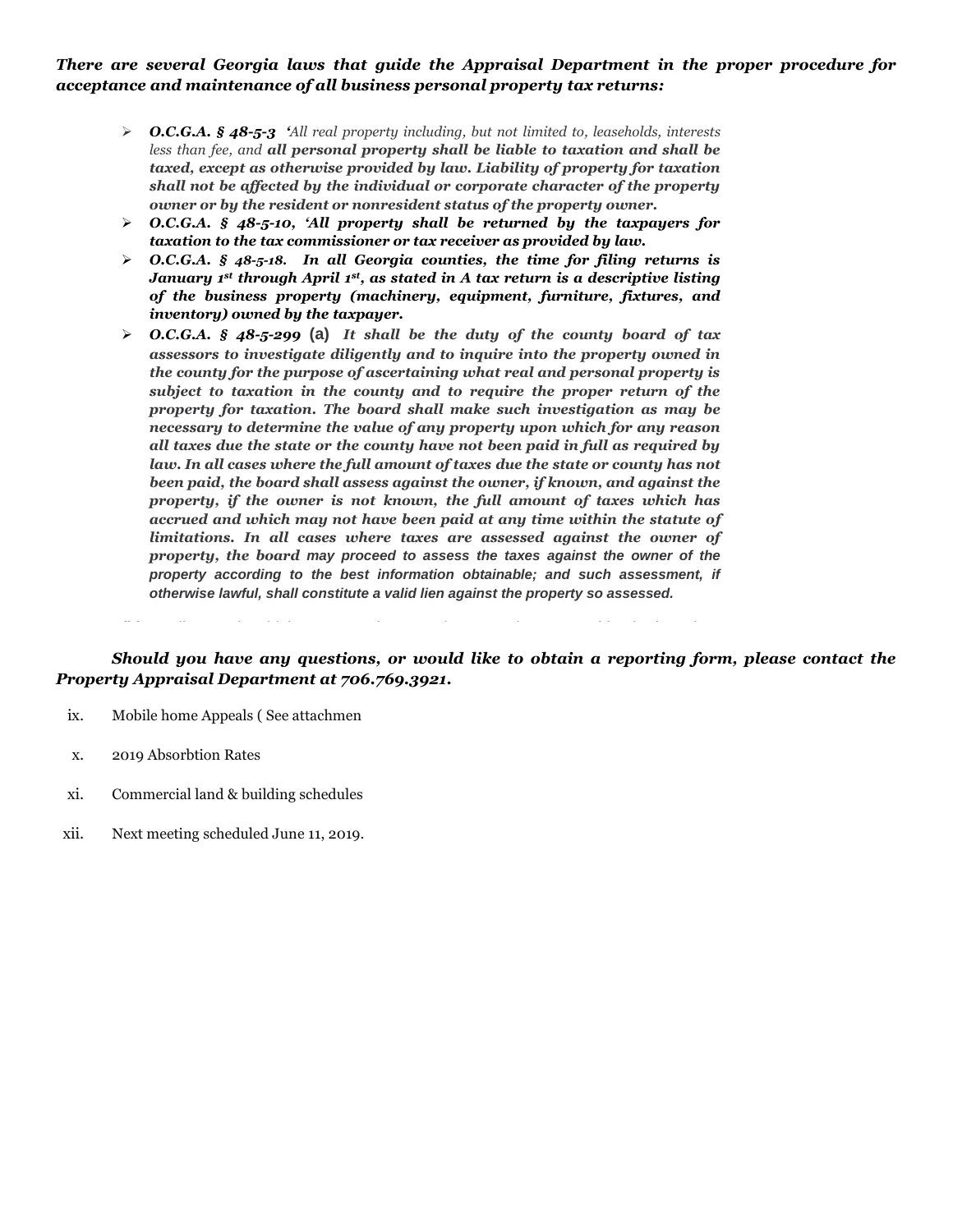***There are several Georgia laws that guide the Appraisal Department in the proper procedure for acceptance and maintenance of all business personal property tax returns:***

- ***O.C.G.A. § 48-5-3*** *'All real property including, but not limited to, leaseholds, interests less than fee, and* ***all personal property shall be liable to taxation and shall be taxed, except as otherwise provided by law. Liability of property for taxation shall not be affected by the individual or corporate character of the property owner or by the resident or nonresident status of the property owner.***
- ***O.C.G.A. § 48-5-10, 'All property shall be returned by the taxpayers for taxation to the tax commissioner or tax receiver as provided by law.***
- ***O.C.G.A. § 48-5-18. In all Georgia counties, the time for filing returns is January 1st through April 1st, as stated in A tax return is a descriptive listing of the business property (machinery, equipment, furniture, fixtures, and inventory) owned by the taxpayer.***
- ***O.C.G.A. § 48-5-299*** **(a)** ***It shall be the duty of the county board of tax assessors to investigate diligently and to inquire into the property owned in the county for the purpose of ascertaining what real and personal property is subject to taxation in the county and to require the proper return of the property for taxation. The board shall make such investigation as may be necessary to determine the value of any property upon which for any reason all taxes due the state or the county have not been paid in full as required by law. In all cases where the full amount of taxes due the state or county has not been paid, the board shall assess against the owner, if known, and against the property, if the owner is not known, the full amount of taxes which has accrued and which may not have been paid at any time within the statute of limitations. In all cases where taxes are assessed against the owner of property, the board may proceed to assess the taxes against the owner of the property according to the best information obtainable; and such assessment, if otherwise lawful, shall constitute a valid lien against the property so assessed.***

***Should you have any questions, or would like to obtain a reporting form, please contact the Property Appraisal Department at 706.769.3921.***

ix. Mobile home Appeals ( See attachmen

x. 2019 Absorbtion Rates

xi. Commercial land & building schedules

xii. Next meeting scheduled June 11, 2019.